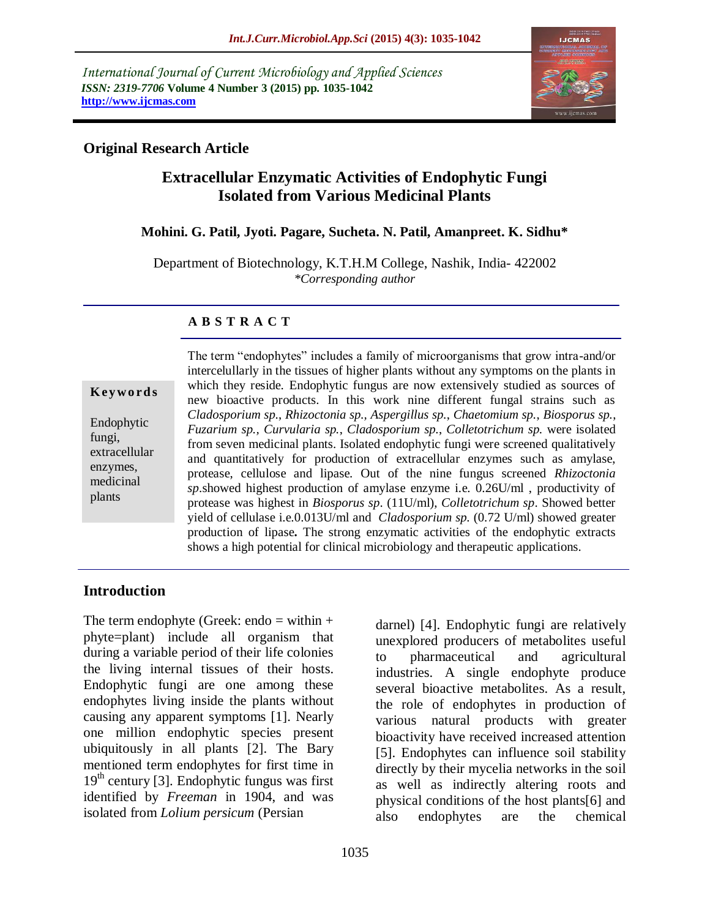International Journal of Current Microbiology and Applied Sciences
*ISSN: 2319-7706* **Volume 4 Number 3 (2015) pp. 1035-1042**
**http://www.ijcmas.com**

**Original Research Article**

# Extracellular Enzymatic Activities of Endophytic Fungi Isolated from Various Medicinal Plants

**Mohini. G. Patil, Jyoti. Pagare, Sucheta. N. Patil, Amanpreet. K. Sidhu***

Department of Biotechnology, K.T.H.M College, Nashik, India- 422002
*\*Corresponding author*

## ABSTRACT

**Keywords**

Endophytic fungi, extracellular enzymes, medicinal plants

The term "endophytes" includes a family of microorganisms that grow intra-and/or intercelullarly in the tissues of higher plants without any symptoms on the plants in which they reside. Endophytic fungus are now extensively studied as sources of new bioactive products. In this work nine different fungal strains such as *Cladosporium sp., Rhizoctonia sp., Aspergillus sp., Chaetomium sp., Biosporus sp., Fuzarium sp., Curvularia sp., Cladosporium sp., Colletotrichum sp.* were isolated from seven medicinal plants. Isolated endophytic fungi were screened qualitatively and quantitatively for production of extracellular enzymes such as amylase, protease, cellulose and lipase. Out of the nine fungus screened *Rhizoctonia sp*.showed highest production of amylase enzyme i.e. 0.26U/ml , productivity of protease was highest in *Biosporus sp*. (11U/ml), *Colletotrichum sp*. Showed better yield of cellulase i.e.0.013U/ml and *Cladosporium sp.* (0.72 U/ml) showed greater production of lipase**.** The strong enzymatic activities of the endophytic extracts shows a high potential for clinical microbiology and therapeutic applications.

## Introduction

The term endophyte (Greek: endo = within + phyte=plant) include all organism that during a variable period of their life colonies the living internal tissues of their hosts. Endophytic fungi are one among these endophytes living inside the plants without causing any apparent symptoms [1]. Nearly one million endophytic species present ubiquitously in all plants [2]. The Bary mentioned term endophytes for first time in $19^{th}$ century [3]. Endophytic fungus was first identified by *Freeman* in 1904, and was isolated from *Lolium persicum* (Persian darnel) [4]. Endophytic fungi are relatively unexplored producers of metabolites useful to pharmaceutical and agricultural industries. A single endophyte produce several bioactive metabolites. As a result, the role of endophytes in production of various natural products with greater bioactivity have received increased attention [5]. Endophytes can influence soil stability directly by their mycelia networks in the soil as well as indirectly altering roots and physical conditions of the host plants[6] and also endophytes are the chemical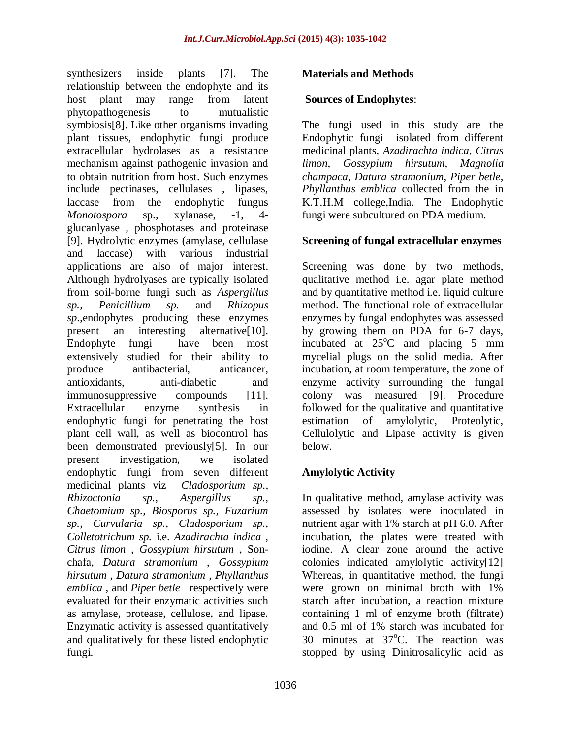synthesizers inside plants [7]. The relationship between the endophyte and its host plant may range from latent phytopathogenesis to mutualistic symbiosis[8]. Like other organisms invading plant tissues, endophytic fungi produce extracellular hydrolases as a resistance mechanism against pathogenic invasion and to obtain nutrition from host. Such enzymes include pectinases, cellulases , lipases, laccase from the endophytic fungus *Monotospora* sp., xylanase, -1, 4-glucanlyase , phosphotases and proteinase [9]. Hydrolytic enzymes (amylase, cellulase and laccase) with various industrial applications are also of major interest. Although hydrolyases are typically isolated from soil-borne fungi such as *Aspergillus sp., Penicillium sp.* and *Rhizopus sp*.,endophytes producing these enzymes present an interesting alternative[10]. Endophyte fungi have been most extensively studied for their ability to produce antibacterial, anticancer, antioxidants, anti-diabetic and immunosuppressive compounds [11]. Extracellular enzyme synthesis in endophytic fungi for penetrating the host plant cell wall, as well as biocontrol has been demonstrated previously[5]. In our present investigation, we isolated endophytic fungi from seven different medicinal plants viz *Cladosporium sp., Rhizoctonia sp., Aspergillus sp., Chaetomium sp., Biosporus sp., Fuzarium sp., Curvularia sp., Cladosporium sp., Colletotrichum sp.* i.e. *Azadirachta indica* , *Citrus limon* , *Gossypium hirsutum* , Son-chafa, *Datura stramonium* , *Gossypium hirsutum* , *Datura stramonium* , *Phyllanthus emblica* , and *Piper betle* respectively were evaluated for their enzymatic activities such as amylase, protease, cellulose, and lipase. Enzymatic activity is assessed quantitatively and qualitatively for these listed endophytic fungi.

## Materials and Methods

### Sources of Endophytes:

The fungi used in this study are the Endophytic fungi isolated from different medicinal plants, *Azadirachta indica*, *Citrus limon*, *Gossypium hirsutum*, *Magnolia champaca*, *Datura stramonium*, *Piper betle*, *Phyllanthus emblica* collected from the in K.T.H.M college,India. The Endophytic fungi were subcultured on PDA medium.

### Screening of fungal extracellular enzymes

Screening was done by two methods, qualitative method i.e. agar plate method and by quantitative method i.e. liquid culture method. The functional role of extracellular enzymes by fungal endophytes was assessed by growing them on PDA for 6-7 days, incubated at 25$^{o}$C and placing 5 mm mycelial plugs on the solid media. After incubation, at room temperature, the zone of enzyme activity surrounding the fungal colony was measured [9]. Procedure followed for the qualitative and quantitative estimation of amylolytic, Proteolytic, Cellulolytic and Lipase activity is given below.

### Amylolytic Activity

In qualitative method, amylase activity was assessed by isolates were inoculated in nutrient agar with 1% starch at pH 6.0. After incubation, the plates were treated with iodine. A clear zone around the active colonies indicated amylolytic activity[12] Whereas, in quantitative method, the fungi were grown on minimal broth with 1% starch after incubation, a reaction mixture containing 1 ml of enzyme broth (filtrate) and 0.5 ml of 1% starch was incubated for 30 minutes at 37$^{o}$C. The reaction was stopped by using Dinitrosalicylic acid as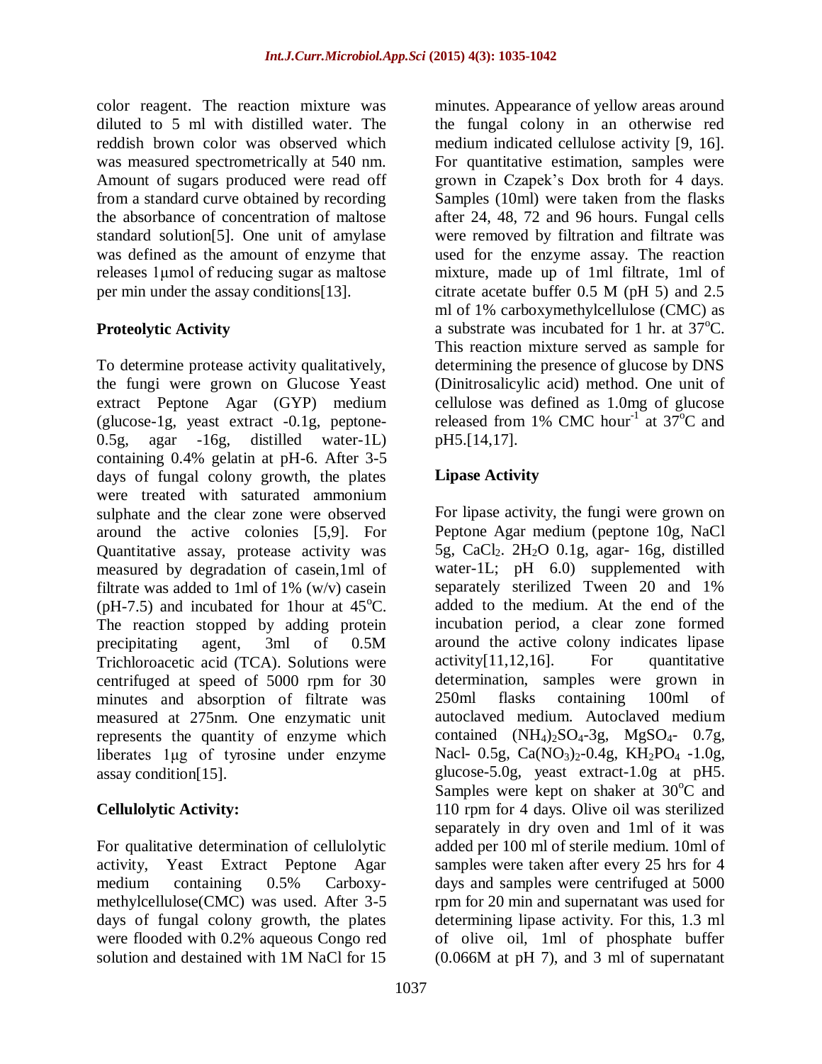color reagent. The reaction mixture was diluted to 5 ml with distilled water. The reddish brown color was observed which was measured spectrometrically at 540 nm. Amount of sugars produced were read off from a standard curve obtained by recording the absorbance of concentration of maltose standard solution[5]. One unit of amylase was defined as the amount of enzyme that releases 1µmol of reducing sugar as maltose per min under the assay conditions[13].

### Proteolytic Activity

To determine protease activity qualitatively, the fungi were grown on Glucose Yeast extract Peptone Agar (GYP) medium (glucose-1g, yeast extract -0.1g, peptone-0.5g, agar -16g, distilled water-1L) containing 0.4% gelatin at pH-6. After 3-5 days of fungal colony growth, the plates were treated with saturated ammonium sulphate and the clear zone were observed around the active colonies [5,9]. For Quantitative assay, protease activity was measured by degradation of casein,1ml of filtrate was added to 1ml of 1% (w/v) casein (pH-7.5) and incubated for 1hour at 45$^{o}$C. The reaction stopped by adding protein precipitating agent, 3ml of 0.5M Trichloroacetic acid (TCA). Solutions were centrifuged at speed of 5000 rpm for 30 minutes and absorption of filtrate was measured at 275nm. One enzymatic unit represents the quantity of enzyme which liberates 1µg of tyrosine under enzyme assay condition[15].

### Cellulolytic Activity:

For qualitative determination of cellulolytic activity, Yeast Extract Peptone Agar medium containing 0.5% Carboxy-methylcellulose(CMC) was used. After 3-5 days of fungal colony growth, the plates were flooded with 0.2% aqueous Congo red solution and destained with 1M NaCl for 15 minutes. Appearance of yellow areas around the fungal colony in an otherwise red medium indicated cellulose activity [9, 16]. For quantitative estimation, samples were grown in Czapek's Dox broth for 4 days. Samples (10ml) were taken from the flasks after 24, 48, 72 and 96 hours. Fungal cells were removed by filtration and filtrate was used for the enzyme assay. The reaction mixture, made up of 1ml filtrate, 1ml of citrate acetate buffer 0.5 M (pH 5) and 2.5 ml of 1% carboxymethylcellulose (CMC) as a substrate was incubated for 1 hr. at 37$^{o}$C. This reaction mixture served as sample for determining the presence of glucose by DNS (Dinitrosalicylic acid) method. One unit of cellulose was defined as 1.0mg of glucose released from 1% CMC hour$^{-1}$ at 37$^{o}$C and pH5.[14,17].

### Lipase Activity

For lipase activity, the fungi were grown on Peptone Agar medium (peptone 10g, NaCl 5g, $CaCl_2$. $2H_2O$ 0.1g, agar- 16g, distilled water-1L; pH 6.0) supplemented with separately sterilized Tween 20 and 1% added to the medium. At the end of the incubation period, a clear zone formed around the active colony indicates lipase activity[11,12,16]. For quantitative determination, samples were grown in 250ml flasks containing 100ml of autoclaved medium. Autoclaved medium contained $(NH_4)_2SO_4$-3g, $MgSO_4$- 0.7g, Nacl- 0.5g, $Ca(NO_3)_2$-0.4g, $KH_2PO_4$ -1.0g, glucose-5.0g, yeast extract-1.0g at pH5. Samples were kept on shaker at 30$^{o}$C and 110 rpm for 4 days. Olive oil was sterilized separately in dry oven and 1ml of it was added per 100 ml of sterile medium. 10ml of samples were taken after every 25 hrs for 4 days and samples were centrifuged at 5000 rpm for 20 min and supernatant was used for determining lipase activity. For this, 1.3 ml of olive oil, 1ml of phosphate buffer (0.066M at pH 7), and 3 ml of supernatant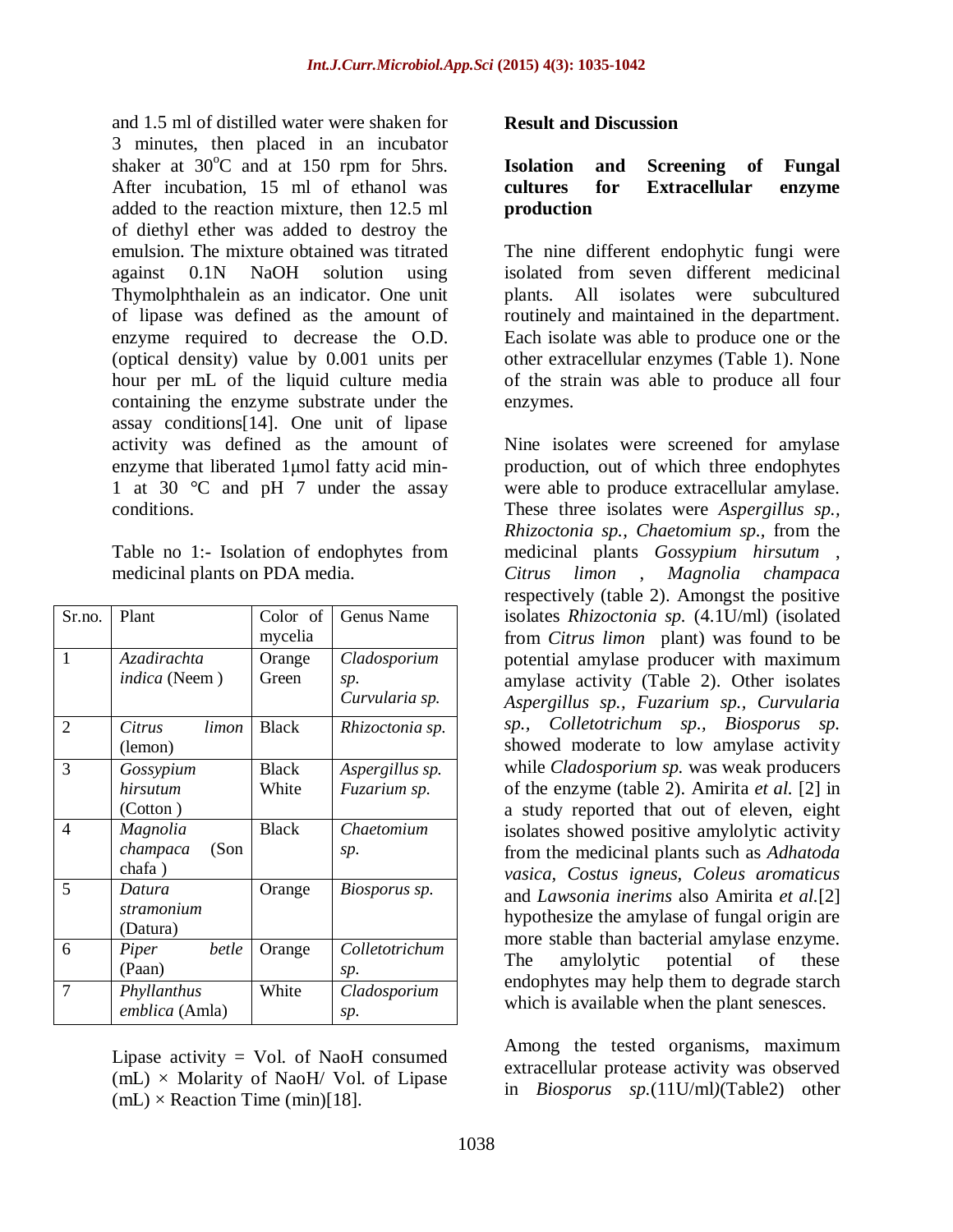and 1.5 ml of distilled water were shaken for 3 minutes, then placed in an incubator shaker at 30°C and at 150 rpm for 5hrs. After incubation, 15 ml of ethanol was added to the reaction mixture, then 12.5 ml of diethyl ether was added to destroy the emulsion. The mixture obtained was titrated against 0.1N NaOH solution using Thymolphthalein as an indicator. One unit of lipase was defined as the amount of enzyme required to decrease the O.D. (optical density) value by 0.001 units per hour per mL of the liquid culture media containing the enzyme substrate under the assay conditions[14]. One unit of lipase activity was defined as the amount of enzyme that liberated 1μmol fatty acid min-1 at 30 °C and pH 7 under the assay conditions.

Table no 1:- Isolation of endophytes from medicinal plants on PDA media.

| Sr.no. | Plant | Color of mycelia | Genus Name |
|---|---|---|---|
| 1 | *Azadirachta indica* (Neem ) | Orange Green | *Cladosporium sp.* *Curvularia sp.* |
| 2 | *Citrus limon* (lemon) | Black | *Rhizoctonia sp.* |
| 3 | *Gossypium hirsutum* (Cotton ) | Black White | *Aspergillus sp.* *Fuzarium sp.* |
| 4 | *Magnolia champaca* (Son chafa ) | Black | *Chaetomium sp.* |
| 5 | *Datura stramonium* (Datura) | Orange | *Biosporus sp.* |
| 6 | *Piper betle* (Paan) | Orange | *Colletotrichum sp.* |
| 7 | *Phyllanthus emblica* (Amla) | White | *Cladosporium sp.* |

Lipase activity = Vol. of NaoH consumed (mL) × Molarity of NaoH/ Vol. of Lipase (mL) × Reaction Time (min)[18].

## Result and Discussion

### Isolation and Screening of Fungal cultures for Extracellular enzyme production

The nine different endophytic fungi were isolated from seven different medicinal plants. All isolates were subcultured routinely and maintained in the department. Each isolate was able to produce one or the other extracellular enzymes (Table 1). None of the strain was able to produce all four enzymes.

Nine isolates were screened for amylase production, out of which three endophytes were able to produce extracellular amylase. These three isolates were *Aspergillus sp., Rhizoctonia sp., Chaetomium sp.,* from the medicinal plants *Gossypium hirsutum* , *Citrus limon* , *Magnolia champaca* respectively (table 2). Amongst the positive isolates *Rhizoctonia sp.* (4.1U/ml) (isolated from *Citrus limon* plant) was found to be potential amylase producer with maximum amylase activity (Table 2). Other isolates *Aspergillus sp., Fuzarium sp., Curvularia sp., Colletotrichum sp., Biosporus sp.* showed moderate to low amylase activity while *Cladosporium sp.* was weak producers of the enzyme (table 2). Amirita *et al.* [2] in a study reported that out of eleven, eight isolates showed positive amylolytic activity from the medicinal plants such as *Adhatoda vasica, Costus igneus, Coleus aromaticus* and *Lawsonia inerims* also Amirita *et al.*[2] hypothesize the amylase of fungal origin are more stable than bacterial amylase enzyme. The amylolytic potential of these endophytes may help them to degrade starch which is available when the plant senesces.

Among the tested organisms, maximum extracellular protease activity was observed in *Biosporus sp.*(11U/ml)(Table2) other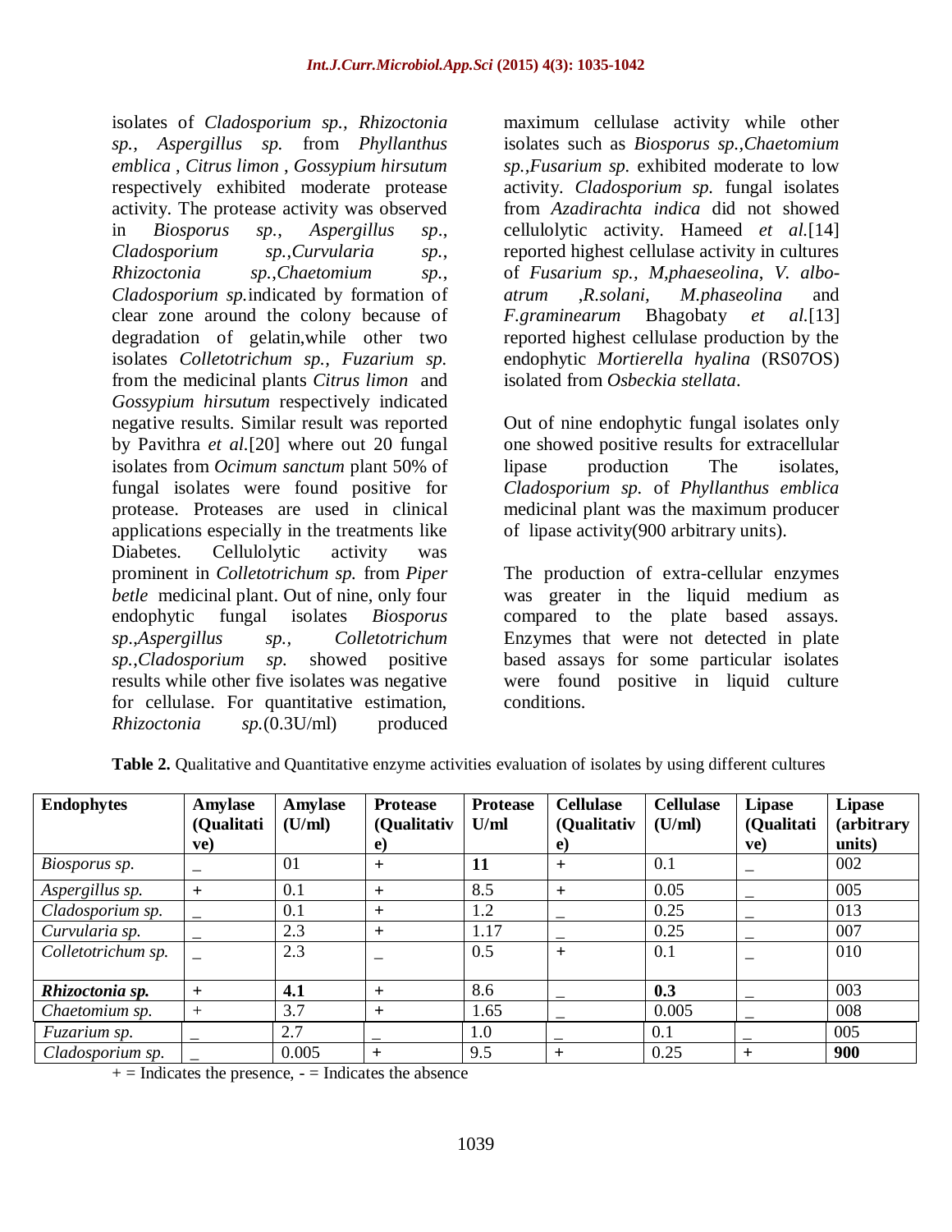isolates of *Cladosporium sp., Rhizoctonia sp., Aspergillus sp.* from *Phyllanthus emblica* , *Citrus limon* , *Gossypium hirsutum* respectively exhibited moderate protease activity. The protease activity was observed in *Biosporus sp*., *Aspergillus sp*., *Cladosporium sp.*,*Curvularia sp.*, *Rhizoctonia sp.*,*Chaetomium sp.*, *Cladosporium sp.*indicated by formation of clear zone around the colony because of degradation of gelatin,while other two isolates *Colletotrichum sp., Fuzarium sp.* from the medicinal plants *Citrus limon* and *Gossypium hirsutum* respectively indicated negative results. Similar result was reported by Pavithra *et al.*[20] where out 20 fungal isolates from *Ocimum sanctum* plant 50% of fungal isolates were found positive for protease. Proteases are used in clinical applications especially in the treatments like Diabetes. Cellulolytic activity was prominent in *Colletotrichum sp.* from *Piper betle* medicinal plant. Out of nine, only four endophytic fungal isolates *Biosporus sp*.,*Aspergillus sp.*, *Colletotrichum sp.*,*Cladosporium sp.* showed positive results while other five isolates was negative for cellulase. For quantitative estimation, *Rhizoctonia sp.*(0.3U/ml) produced maximum cellulase activity while other isolates such as *Biosporus sp.*,*Chaetomium sp.*,*Fusarium sp.* exhibited moderate to low activity. *Cladosporium sp.* fungal isolates from *Azadirachta indica* did not showed cellulolytic activity. Hameed *et al.*[14] reported highest cellulase activity in cultures of *Fusarium sp., M,phaeseolina*, *V. albo-atrum* ,*R.solani, M.phaseolina* and *F.graminearum* Bhagobaty *et al.*[13] reported highest cellulase production by the endophytic *Mortierella hyalina* (RS07OS) isolated from *Osbeckia stellata*.

Out of nine endophytic fungal isolates only one showed positive results for extracellular lipase production The isolates, *Cladosporium sp.* of *Phyllanthus emblica* medicinal plant was the maximum producer of lipase activity(900 arbitrary units).

The production of extra-cellular enzymes was greater in the liquid medium as compared to the plate based assays. Enzymes that were not detected in plate based assays for some particular isolates were found positive in liquid culture conditions.

**Table 2.** Qualitative and Quantitative enzyme activities evaluation of isolates by using different cultures

| Endophytes | Amylase (Qualitative) | Amylase (U/ml) | Protease (Qualitative) | Protease U/ml | Cellulase (Qualitative) | Cellulase (U/ml) | Lipase (Qualitative) | Lipase (arbitrary units) |
|---|---|---|---|---|---|---|---|---|
| *Biosporus sp.* | _ | 01 | + | **11** | + | 0.1 | _ | 002 |
| *Aspergillus sp.* | + | 0.1 | + | 8.5 | + | 0.05 | _ | 005 |
| *Cladosporium sp.* | _ | 0.1 | + | 1.2 | _ | 0.25 | _ | 013 |
| *Curvularia sp.* | _ | 2.3 | + | 1.17 | _ | 0.25 | _ | 007 |
| *Colletotrichum sp.* | _ | 2.3 | _ | 0.5 | + | 0.1 | _ | 010 |
| ***Rhizoctonia sp.*** | + | **4.1** | + | 8.6 | _ | **0.3** | _ | 003 |
| *Chaetomium sp.* | + | 3.7 | + | 1.65 | _ | 0.005 | _ | 008 |
| *Fuzarium sp.* | _ | 2.7 | _ | 1.0 | _ | 0.1 | _ | 005 |
| *Cladosporium sp.* | _ | 0.005 | + | 9.5 | + | 0.25 | + | **900** |

+ = Indicates the presence, - = Indicates the absence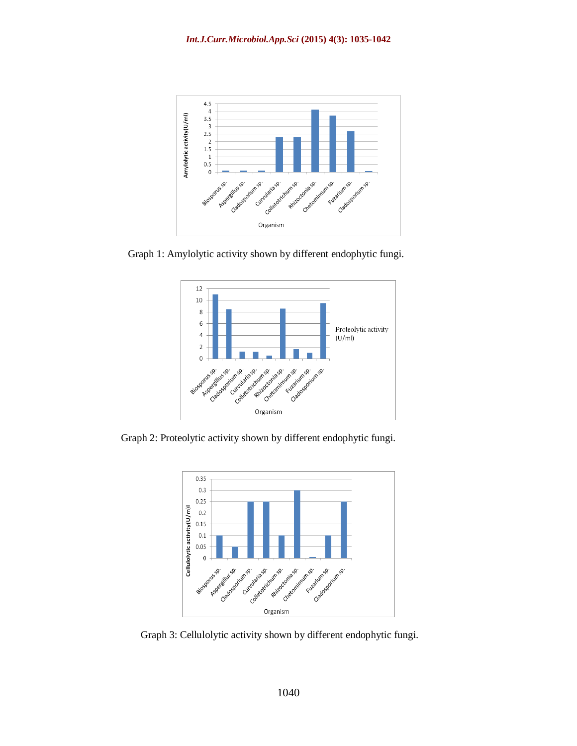Graph 1: Amylolytic activity shown by different endophytic fungi.

Graph 2: Proteolytic activity shown by different endophytic fungi.

Graph 3: Cellulolytic activity shown by different endophytic fungi.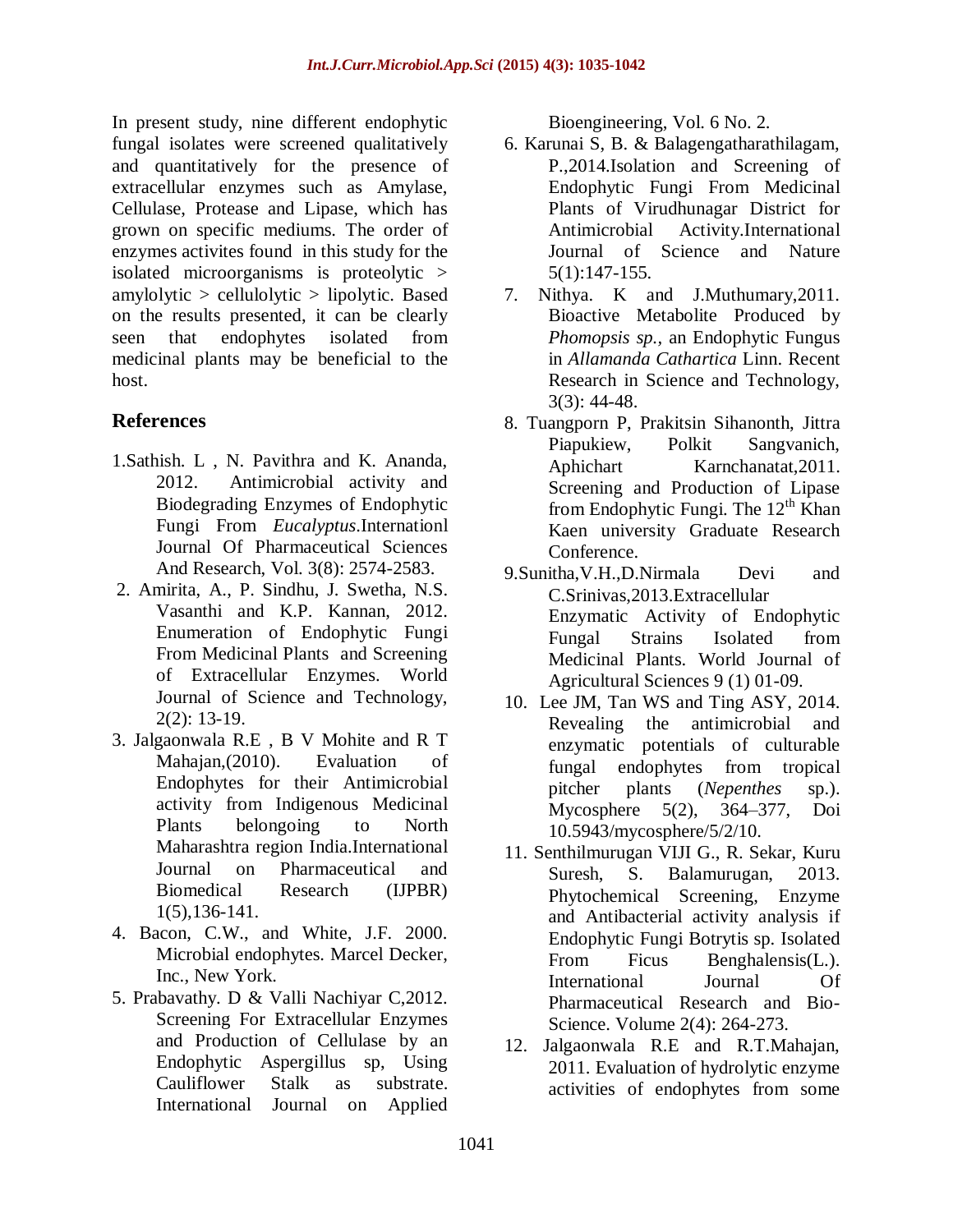In present study, nine different endophytic fungal isolates were screened qualitatively and quantitatively for the presence of extracellular enzymes such as Amylase, Cellulase, Protease and Lipase, which has grown on specific mediums. The order of enzymes activites found in this study for the isolated microorganisms is proteolytic > amylolytic > cellulolytic > lipolytic. Based on the results presented, it can be clearly seen that endophytes isolated from medicinal plants may be beneficial to the host.

## References

1. Sathish. L , N. Pavithra and K. Ananda, 2012. Antimicrobial activity and Biodegrading Enzymes of Endophytic Fungi From *Eucalyptus*.Internationl Journal Of Pharmaceutical Sciences And Research, Vol. 3(8): 2574-2583.
2. Amirita, A., P. Sindhu, J. Swetha, N.S. Vasanthi and K.P. Kannan, 2012. Enumeration of Endophytic Fungi From Medicinal Plants and Screening of Extracellular Enzymes. World Journal of Science and Technology, 2(2): 13-19.
3. Jalgaonwala R.E , B V Mohite and R T Mahajan,(2010). Evaluation of Endophytes for their Antimicrobial activity from Indigenous Medicinal Plants belongeing to North Maharashtra region India.International Journal on Pharmaceutical and Biomedical Research (IJPBR) 1(5),136-141.
4. Bacon, C.W., and White, J.F. 2000. Microbial endophytes. Marcel Decker, Inc., New York.
5. Prabavathy. D & Valli Nachiyar C,2012. Screening For Extracellular Enzymes and Production of Cellulase by an Endophytic Aspergillus sp, Using Cauliflower Stalk as substrate. International Journal on Applied Bioengineering, Vol. 6 No. 2.
6. Karunai S, B. & Balagengatharathilagam, P.,2014.Isolation and Screening of Endophytic Fungi From Medicinal Plants of Virudhunagar District for Antimicrobial Activity.International Journal of Science and Nature 5(1):147-155.
7. Nithya. K and J.Muthumary,2011. Bioactive Metabolite Produced by *Phomopsis sp.*, an Endophytic Fungus in *Allamanda Cathartica* Linn. Recent Research in Science and Technology, 3(3): 44-48.
8. Tuangporn P, Prakitsin Sihanonth, Jittra Piapukiew, Polkit Sangvanich, Aphichart Karnchanatat,2011. Screening and Production of Lipase from Endophytic Fungi. The 12th Khan Kaen university Graduate Research Conference.
9. Sunitha,V.H.,D.Nirmala Devi and C.Srinivas,2013.Extracellular Enzymatic Activity of Endophytic Fungal Strains Isolated from Medicinal Plants. World Journal of Agricultural Sciences 9 (1) 01-09.
10. Lee JM, Tan WS and Ting ASY, 2014. Revealing the antimicrobial and enzymatic potentials of culturable fungal endophytes from tropical pitcher plants (*Nepenthes* sp.). Mycosphere 5(2), 364–377, Doi 10.5943/mycosphere/5/2/10.
11. Senthilmurugan VIJI G., R. Sekar, Kuru Suresh, S. Balamurugan, 2013. Phytochemical Screening, Enzyme and Antibacterial activity analysis if Endophytic Fungi Botrytis sp. Isolated From Ficus Benghalensis(L.). International Journal Of Pharmaceutical Research and Bio-Science. Volume 2(4): 264-273.
12. Jalgaonwala R.E and R.T.Mahajan, 2011. Evaluation of hydrolytic enzyme activities of endophytes from some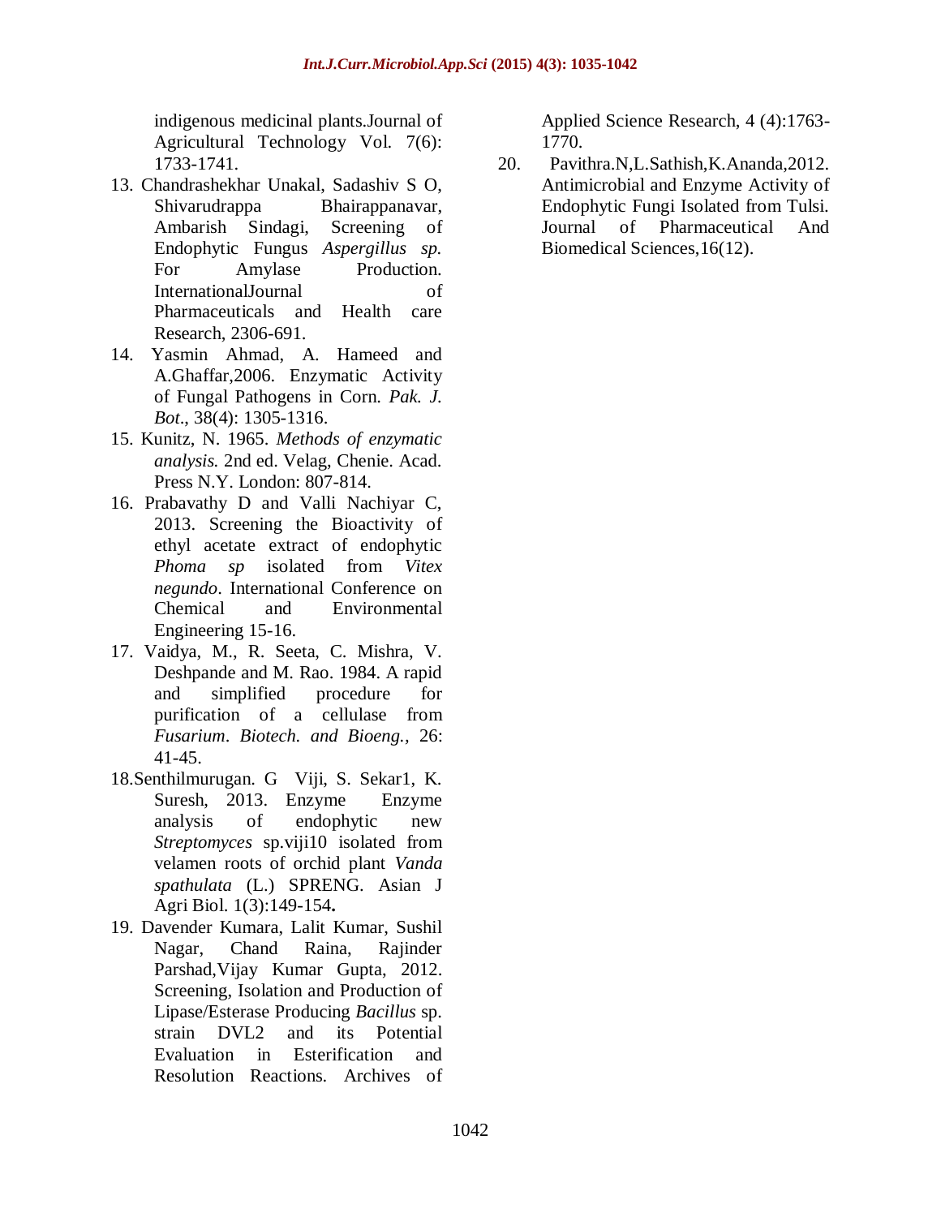indigenous medicinal plants.Journal of Agricultural Technology Vol. 7(6): 1733-1741.

13. Chandrashekhar Unakal, Sadashiv S O, Shivarudrappa Bhairappanavar, Ambarish Sindagi, Screening of Endophytic Fungus *Aspergillus sp.* For Amylase Production. InternationalJournal of Pharmaceuticals and Health care Research, 2306-691.
14. Yasmin Ahmad, A. Hameed and A.Ghaffar,2006. Enzymatic Activity of Fungal Pathogens in Corn. *Pak. J. Bot*., 38(4): 1305-1316.
15. Kunitz, N. 1965. *Methods of enzymatic analysis*. 2nd ed. Velag, Chenie. Acad. Press N.Y. London: 807-814.
16. Prabavathy D and Valli Nachiyar C, 2013. Screening the Bioactivity of ethyl acetate extract of endophytic *Phoma sp* isolated from *Vitex negundo*. International Conference on Chemical and Environmental Engineering 15-16.
17. Vaidya, M., R. Seeta, C. Mishra, V. Deshpande and M. Rao. 1984. A rapid and simplified procedure for purification of a cellulase from *Fusarium*. *Biotech. and Bioeng.*, 26: 41-45.
18. Senthilmurugan. G Viji, S. Sekar1, K. Suresh, 2013. Enzyme Enzyme analysis of endophytic new *Streptomyces* sp.viji10 isolated from velamen roots of orchid plant *Vanda spathulata* (L.) SPRENG. Asian J Agri Biol. 1(3):149-154**.**
19. Davender Kumara, Lalit Kumar, Sushil Nagar, Chand Raina, Rajinder Parshad,Vijay Kumar Gupta, 2012. Screening, Isolation and Production of Lipase/Esterase Producing *Bacillus* sp. strain DVL2 and its Potential Evaluation in Esterification and Resolution Reactions. Archives of Applied Science Research, 4 (4):1763-1770.
20. Pavithra.N,L.Sathish,K.Ananda,2012. Antimicrobial and Enzyme Activity of Endophytic Fungi Isolated from Tulsi. Journal of Pharmaceutical And Biomedical Sciences,16(12).